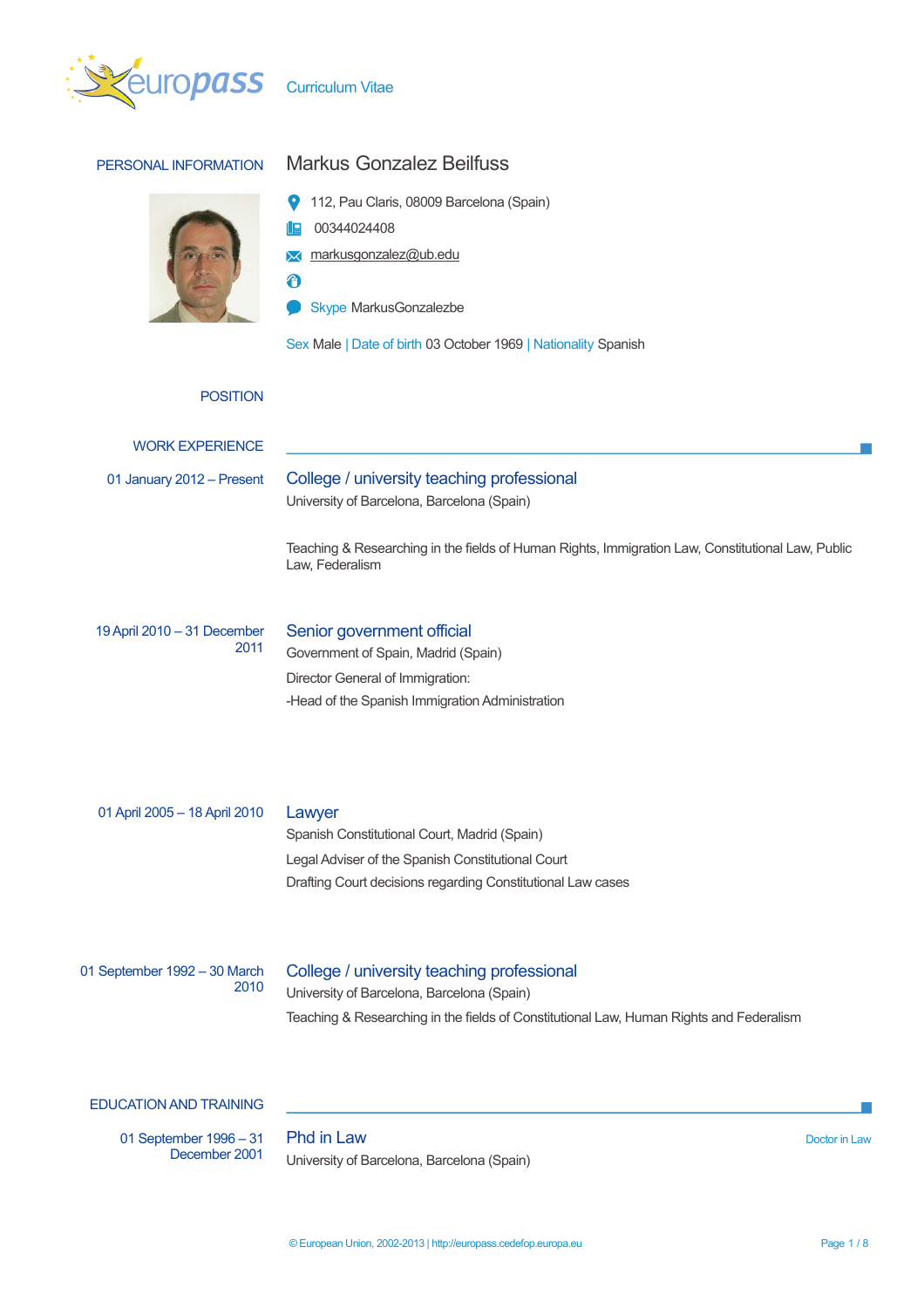# Curriculum Vitae

## PERSONAL INFORMATION

**Markus Gonzalez Beilfuss**

112, Pau Claris, 08009 Barcelona (Spain)

00344024408

markusgonzalez@ub.edu

Skype MarkusGonzalezbe

Sex Male | Date of birth 03 October 1969 | Nationality Spanish

## POSITION

## WORK EXPERIENCE

**01 January 2012 – Present**

### College / university teaching professional

University of Barcelona, Barcelona (Spain)

Teaching & Researching in the fields of Human Rights, Immigration Law, Constitutional Law, Public Law, Federalism

**19 April 2010 – 31 December 2011**

### Senior government official

Government of Spain, Madrid (Spain)

Director General of Immigration:

-Head of the Spanish Immigration Administration

**01 April 2005 – 18 April 2010**

### Lawyer

Spanish Constitutional Court, Madrid (Spain)

Legal Adviser of the Spanish Constitutional Court

Drafting Court decisions regarding Constitutional Law cases

**01 September 1992 – 30 March 2010**

### College / university teaching professional

University of Barcelona, Barcelona (Spain)

Teaching & Researching in the fields of Constitutional Law, Human Rights and Federalism

## EDUCATION AND TRAINING

**01 September 1996 – 31 December 2001**

### Phd in Law

Doctor in Law

University of Barcelona, Barcelona (Spain)

© European Union, 2002-2013 | http://europass.cedefop.europa.eu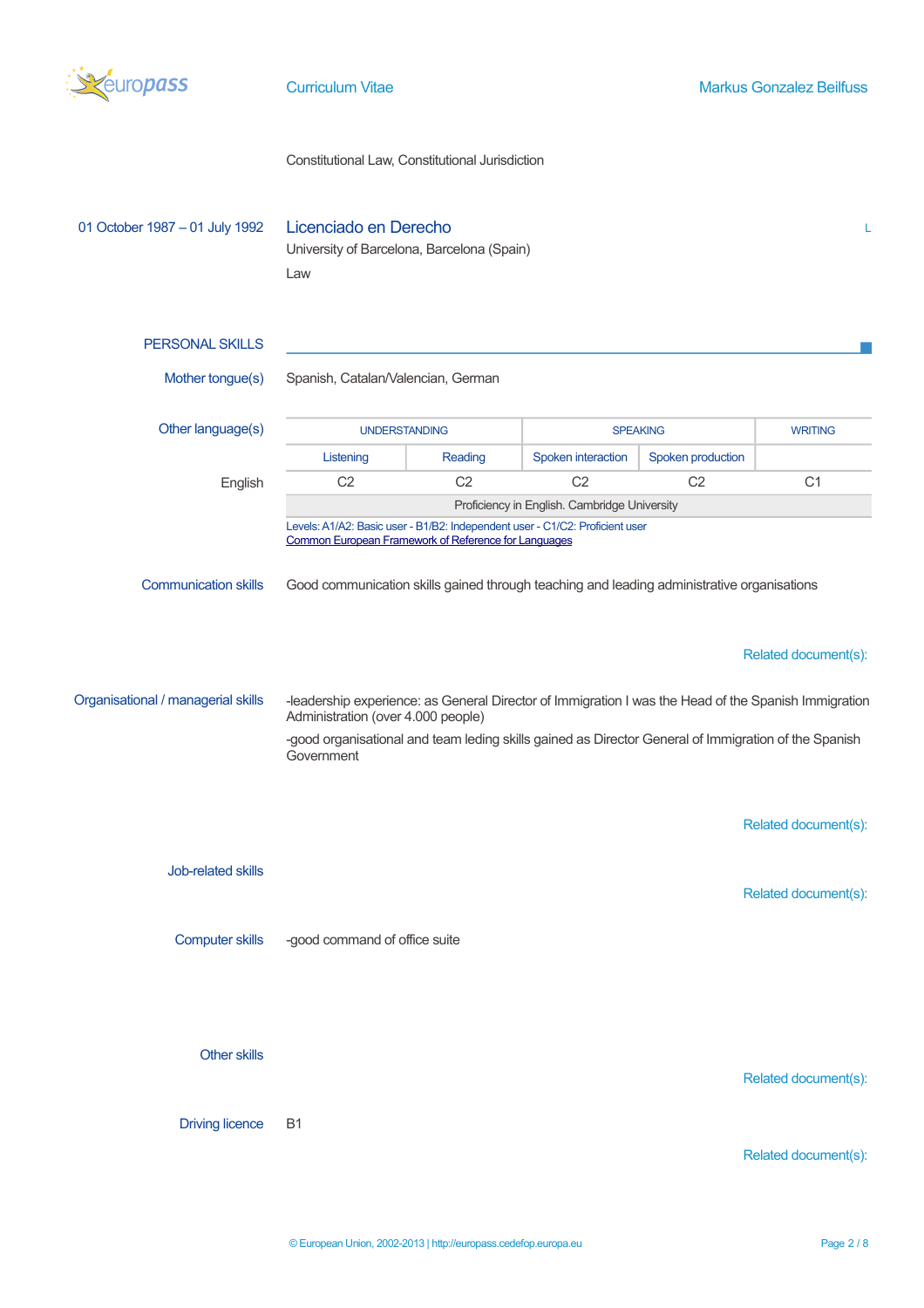Constitutional Law, Constitutional Jurisdiction

01 October 1987 – 01 July 1992

### Licenciado en Derecho

University of Barcelona, Barcelona (Spain)

Law

## PERSONAL SKILLS

**Mother tongue(s)**

Spanish, Catalan/Valencian, German

**Other language(s)**

| | UNDERSTANDING | | SPEAKING | | WRITING |
|---|---|---|---|---|---|
| | Listening | Reading | Spoken interaction | Spoken production | |
| English | C2 | C2 | C2 | C2 | C1 |
| | Proficiency in English. Cambridge University | | | | |

Levels: A1/A2: Basic user - B1/B2: Independent user - C1/C2: Proficient user
Common European Framework of Reference for Languages

**Communication skills**

Good communication skills gained through teaching and leading administrative organisations

Related document(s):

**Organisational / managerial skills**

-leadership experience: as General Director of Immigration I was the Head of the Spanish Immigration Administration (over 4.000 people)

-good organisational and team leding skills gained as Director General of Immigration of the Spanish Government

Related document(s):

**Job-related skills**

Related document(s):

**Computer skills**

-good command of office suite

**Other skills**

Related document(s):

**Driving licence**

B1

Related document(s):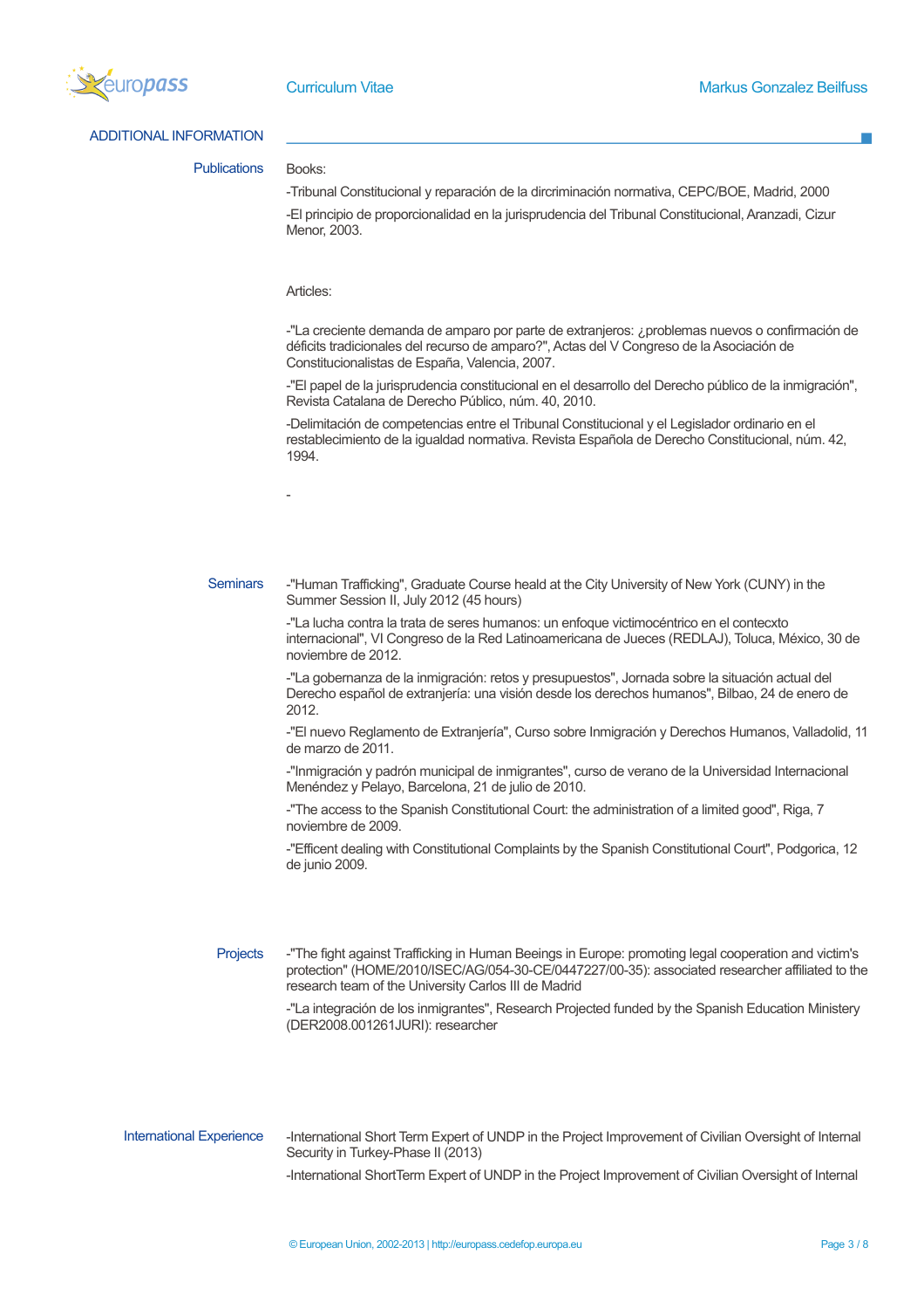## ADDITIONAL INFORMATION

### Publications

Books:

-Tribunal Constitucional y reparación de la dircriminación normativa, CEPC/BOE, Madrid, 2000

-El principio de proporcionalidad en la jurisprudencia del Tribunal Constitucional, Aranzadi, Cizur Menor, 2003.

Articles:

-"La creciente demanda de amparo por parte de extranjeros: ¿problemas nuevos o confirmación de déficits tradicionales del recurso de amparo?", Actas del V Congreso de la Asociación de Constitucionalistas de España, Valencia, 2007.

-"El papel de la jurisprudencia constitucional en el desarrollo del Derecho público de la inmigración", Revista Catalana de Derecho Público, núm. 40, 2010.

-Delimitación de competencias entre el Tribunal Constitucional y el Legislador ordinario en el restablecimiento de la igualdad normativa. Revista Española de Derecho Constitucional, núm. 42, 1994.

-

### Seminars

-"Human Trafficking", Graduate Course heald at the City University of New York (CUNY) in the Summer Session II, July 2012 (45 hours)

-"La lucha contra la trata de seres humanos: un enfoque victimocéntrico en el contecxto internacional", VI Congreso de la Red Latinoamericana de Jueces (REDLAJ), Toluca, México, 30 de noviembre de 2012.

-"La gobernanza de la inmigración: retos y presupuestos", Jornada sobre la situación actual del Derecho español de extranjería: una visión desde los derechos humanos", Bilbao, 24 de enero de 2012.

-"El nuevo Reglamento de Extranjería", Curso sobre Inmigración y Derechos Humanos, Valladolid, 11 de marzo de 2011.

-"Inmigración y padrón municipal de inmigrantes", curso de verano de la Universidad Internacional Menéndez y Pelayo, Barcelona, 21 de julio de 2010.

-"The access to the Spanish Constitutional Court: the administration of a limited good", Riga, 7 noviembre de 2009.

-"Efficent dealing with Constitutional Complaints by the Spanish Constitutional Court", Podgorica, 12 de junio 2009.

### Projects

-"The fight against Trafficking in Human Beeings in Europe: promoting legal cooperation and victim's protection" (HOME/2010/ISEC/AG/054-30-CE/0447227/00-35): associated researcher affiliated to the research team of the University Carlos III de Madrid

-"La integración de los inmigrantes", Research Projected funded by the Spanish Education Ministery (DER2008.001261JURI): researcher

### International Experience

-International Short Term Expert of UNDP in the Project Improvement of Civilian Oversight of Internal Security in Turkey-Phase II (2013)

-International ShortTerm Expert of UNDP in the Project Improvement of Civilian Oversight of Internal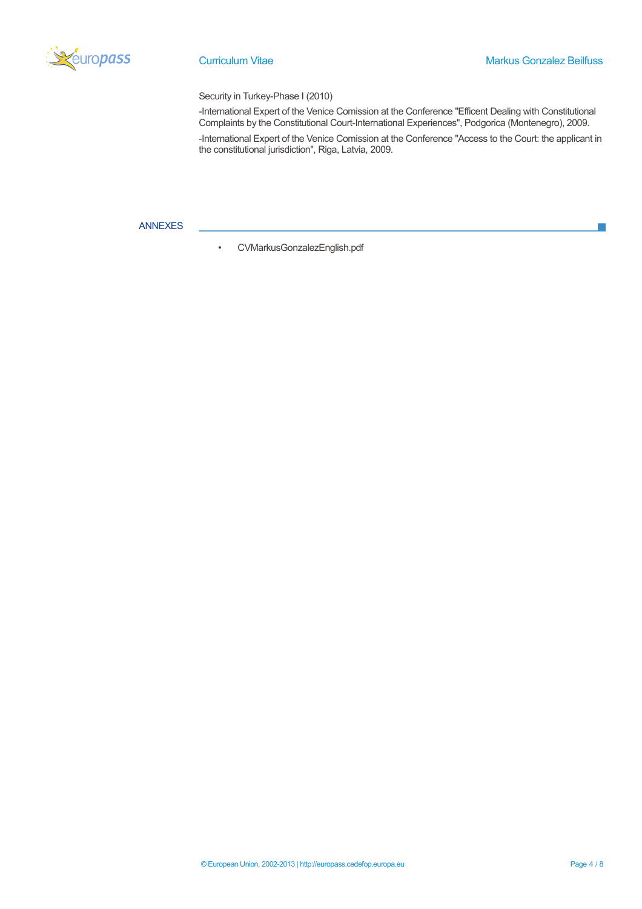Security in Turkey-Phase I (2010)

-International Expert of the Venice Comission at the Conference "Efficent Dealing with Constitutional Complaints by the Constitutional Court-International Experiences", Podgorica (Montenegro), 2009.

-International Expert of the Venice Comission at the Conference "Access to the Court: the applicant in the constitutional jurisdiction", Riga, Latvia, 2009.

## ANNEXES

- CVMarkusGonzalezEnglish.pdf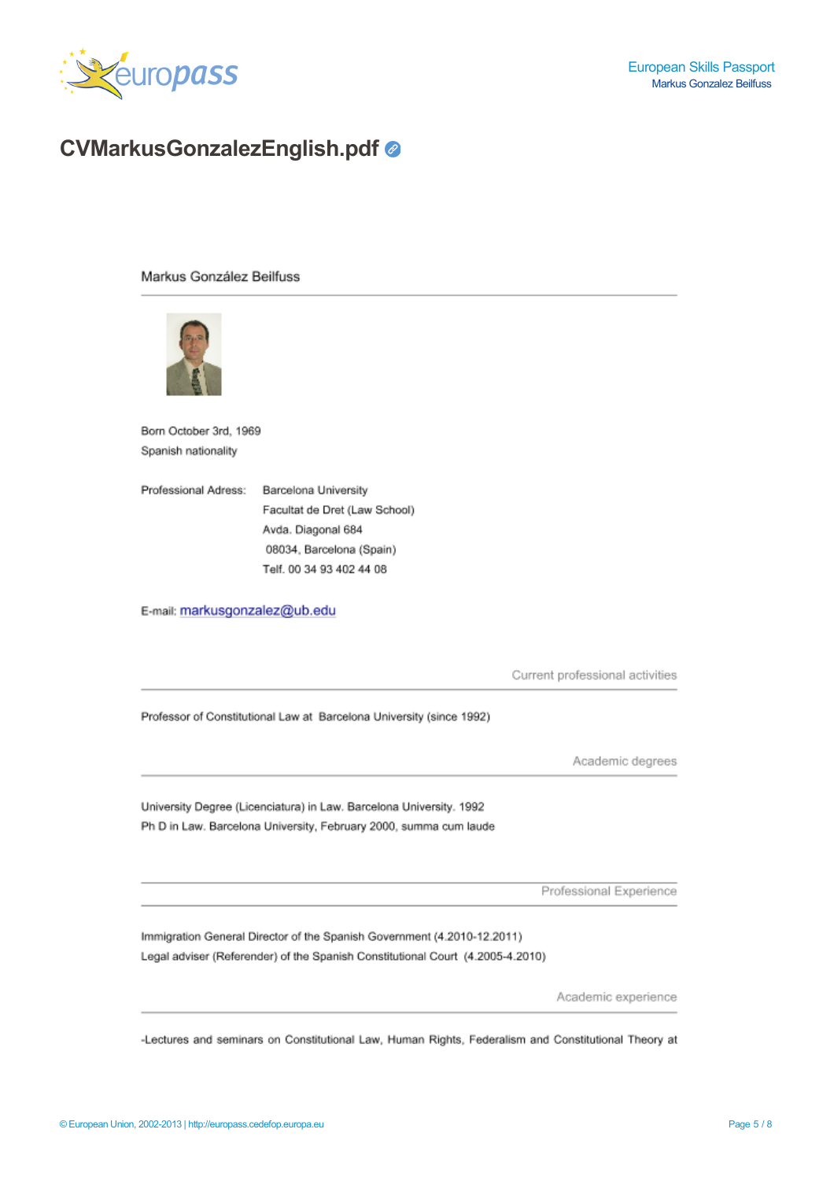# CVMarkusGonzalezEnglish.pdf

Markus González Beilfuss

Born October 3rd, 1969

Spanish nationality

Professional Adress: Barcelona University
Facultat de Dret (Law School)
Avda. Diagonal 684
08034, Barcelona (Spain)
Telf. 00 34 93 402 44 08

E-mail: markusgonzalez@ub.edu

## Current professional activities

Professor of Constitutional Law at Barcelona University (since 1992)

## Academic degrees

University Degree (Licenciatura) in Law. Barcelona University. 1992

Ph D in Law. Barcelona University, February 2000, summa cum laude

## Professional Experience

Immigration General Director of the Spanish Government (4.2010-12.2011)

Legal adviser (Referender) of the Spanish Constitutional Court (4.2005-4.2010)

## Academic experience

-Lectures and seminars on Constitutional Law, Human Rights, Federalism and Constitutional Theory at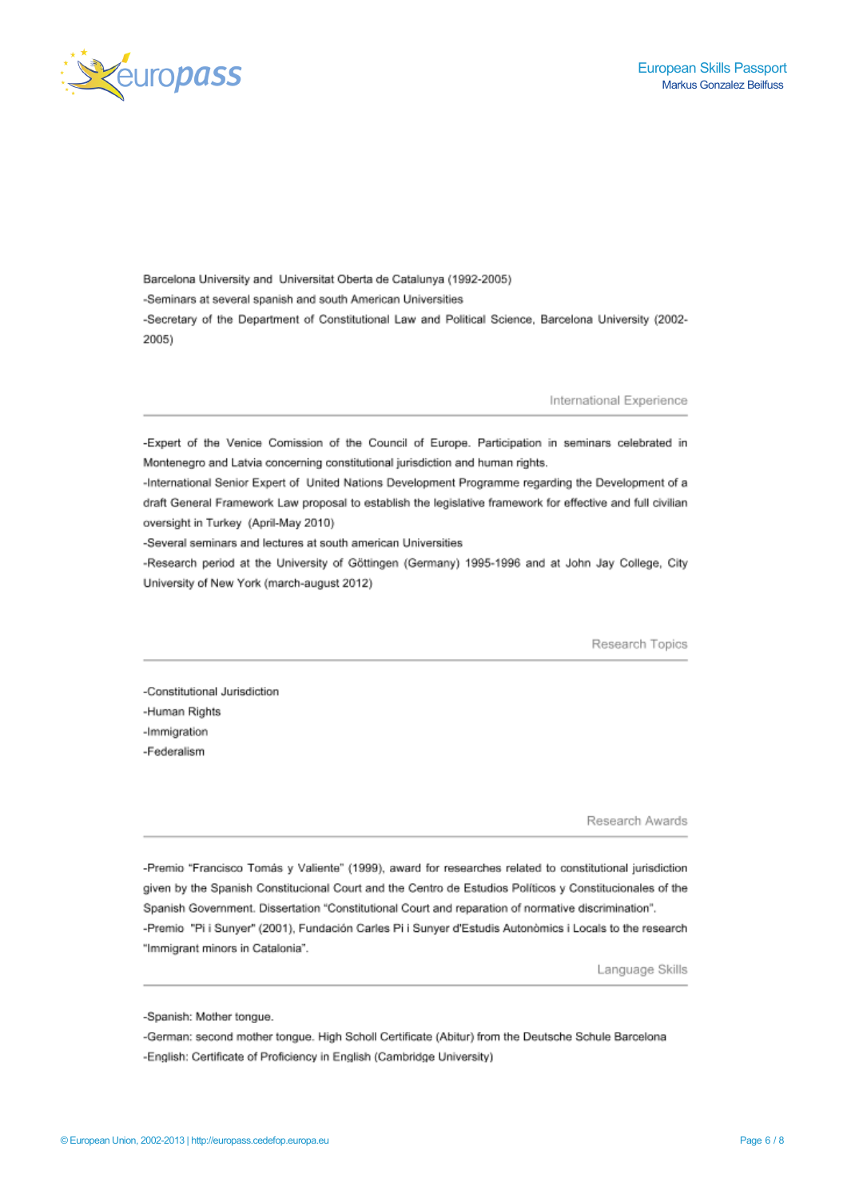Barcelona University and Universitat Oberta de Catalunya (1992-2005)

-Seminars at several spanish and south American Universities

-Secretary of the Department of Constitutional Law and Political Science, Barcelona University (2002-2005)

## International Experience

-Expert of the Venice Comission of the Council of Europe. Participation in seminars celebrated in Montenegro and Latvia concerning constitutional jurisdiction and human rights.

-International Senior Expert of United Nations Development Programme regarding the Development of a draft General Framework Law proposal to establish the legislative framework for effective and full civilian oversight in Turkey (April-May 2010)

-Several seminars and lectures at south american Universities

-Research period at the University of Göttingen (Germany) 1995-1996 and at John Jay College, City University of New York (march-august 2012)

## Research Topics

-Constitutional Jurisdiction

-Human Rights

-Immigration

-Federalism

## Research Awards

-Premio "Francisco Tomás y Valiente" (1999), award for researches related to constitutional jurisdiction given by the Spanish Constitucional Court and the Centro de Estudios Políticos y Constitucionales of the Spanish Government. Dissertation "Constitutional Court and reparation of normative discrimination".

-Premio "Pi i Sunyer" (2001), Fundación Carles Pi i Sunyer d'Estudis Autonòmics i Locals to the research "Immigrant minors in Catalonia".

## Language Skills

-Spanish: Mother tongue.

-German: second mother tongue. High Scholl Certificate (Abitur) from the Deutsche Schule Barcelona

-English: Certificate of Proficiency in English (Cambridge University)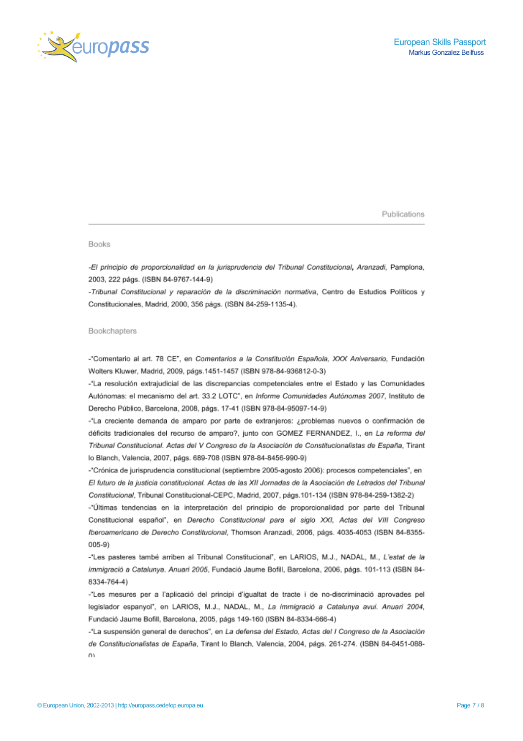## Publications

### Books

-*El principio de proporcionalidad en la jurisprudencia del Tribunal Constitucional***,** *Aranzadi*, Pamplona, 2003, 222 págs. (ISBN 84-9767-144-9)

-*Tribunal Constitucional y reparación de la discriminación normativa*, Centro de Estudios Políticos y Constitucionales, Madrid, 2000, 356 págs. (ISBN 84-259-1135-4).

### Bookchapters

-"Comentario al art. 78 CE", en *Comentarios a la Constitución Española, XXX Aniversario*, Fundación Wolters Kluwer, Madrid, 2009, págs.1451-1457 (ISBN 978-84-936812-0-3)

-"La resolución extrajudicial de las discrepancias competenciales entre el Estado y las Comunidades Autónomas: el mecanismo del art. 33.2 LOTC", en *Informe Comunidades Autónomas 2007*, Instituto de Derecho Público, Barcelona, 2008, págs. 17-41 (ISBN 978-84-95097-14-9)

-"La creciente demanda de amparo por parte de extranjeros: ¿problemas nuevos o confirmación de déficits tradicionales del recurso de amparo?, junto con GOMEZ FERNANDEZ, I., en *La reforma del Tribunal Constitucional. Actas del V Congreso de la Asociación de Constitucionalistas de España*, Tirant lo Blanch, Valencia, 2007, págs. 689-708 (ISBN 978-84-8456-990-9)

-"Crónica de jurisprudencia constitucional (septiembre 2005-agosto 2006): procesos competenciales", en *El futuro de la justicia constitucional. Actas de las XII Jornadas de la Asociación de Letrados del Tribunal Constitucional*, Tribunal Constitucional-CEPC, Madrid, 2007, págs.101-134 (ISBN 978-84-259-1382-2)

-"Últimas tendencias en la interpretación del principio de proporcionalidad por parte del Tribunal Constitucional español", en *Derecho Constitucional para el siglo XXI, Actas del VIII Congreso Iberoamericano de Derecho Constitucional*, Thomson Aranzadi, 2006, págs. 4035-4053 (ISBN 84-8355-005-9)

-"Les pasteres també arriben al Tribunal Constitucional", en LARIOS, M.J., NADAL, M., *L'estat de la immigració a Catalunya. Anuari 2005*, Fundació Jaume Bofill, Barcelona, 2006, págs. 101-113 (ISBN 84-8334-764-4)

-"Les mesures per a l'aplicació del principi d'igualtat de tracte i de no-discriminació aprovades pel legislador espanyol", en LARIOS, M.J., NADAL, M., *La immigració a Catalunya avui. Anuari 2004*, Fundació Jaume Bofill, Barcelona, 2005, págs 149-160 (ISBN 84-8334-666-4)

-"La suspensión general de derechos", en *La defensa del Estado, Actas del I Congreso de la Asociación de Constitucionalistas de España*, Tirant lo Blanch, Valencia, 2004, págs. 261-274. (ISBN 84-8451-088-0)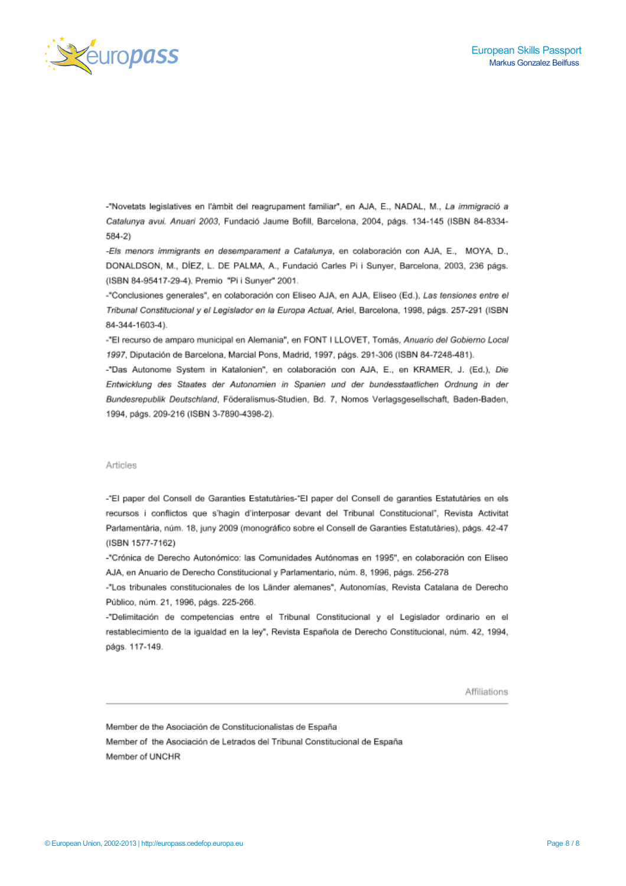-"Novetats legislatives en l'àmbit del reagrupament familiar", en AJA, E., NADAL, M., *La immigració a Catalunya avui. Anuari 2003*, Fundació Jaume Bofill, Barcelona, 2004, págs. 134-145 (ISBN 84-8334-584-2)

-*Els menors immigrants en desemparament a Catalunya*, en colaboración con AJA, E., MOYA, D., DONALDSON, M., DÍEZ, L. DE PALMA, A., Fundació Carles Pi i Sunyer, Barcelona, 2003, 236 págs. (ISBN 84-95417-29-4). Premio "Pi i Sunyer" 2001.

-"Conclusiones generales", en colaboración con Eliseo AJA, en AJA, Eliseo (Ed.), *Las tensiones entre el Tribunal Constitucional y el Legislador en la Europa Actual*, Ariel, Barcelona, 1998, págs. 257-291 (ISBN 84-344-1603-4).

-"El recurso de amparo municipal en Alemania", en FONT I LLOVET, Tomás, *Anuario del Gobierno Local 1997*, Diputación de Barcelona, Marcial Pons, Madrid, 1997, págs. 291-306 (ISBN 84-7248-481).

-"Das Autonome System in Katalonien", en colaboración con AJA, E., en KRAMER, J. (Ed.), *Die Entwicklung des Staates der Autonomien in Spanien und der bundesstaatlichen Ordnung in der Bundesrepublik Deutschland*, Föderalismus-Studien, Bd. 7, Nomos Verlagsgesellschaft, Baden-Baden, 1994, págs. 209-216 (ISBN 3-7890-4398-2).

Articles

-"El paper del Consell de Garanties Estatutàries-"El paper del Consell de garanties Estatutàries en els recursos i conflictos que s'hagin d'interposar devant del Tribunal Constitucional", Revista Activitat Parlamentària, núm. 18, juny 2009 (monográfico sobre el Consell de Garanties Estatutàries), págs. 42-47 (ISBN 1577-7162)

-"Crónica de Derecho Autonómico: las Comunidades Autónomas en 1995", en colaboración con Eliseo AJA, en Anuario de Derecho Constitucional y Parlamentario, núm. 8, 1996, págs. 256-278

-"Los tribunales constitucionales de los Länder alemanes", Autonomías, Revista Catalana de Derecho Público, núm. 21, 1996, págs. 225-266.

-"Delimitación de competencias entre el Tribunal Constitucional y el Legislador ordinario en el restablecimiento de la igualdad en la ley", Revista Española de Derecho Constitucional, núm. 42, 1994, págs. 117-149.

## Affiliations

Member de the Asociación de Constitucionalistas de España

Member of the Asociación de Letrados del Tribunal Constitucional de España

Member of UNCHR